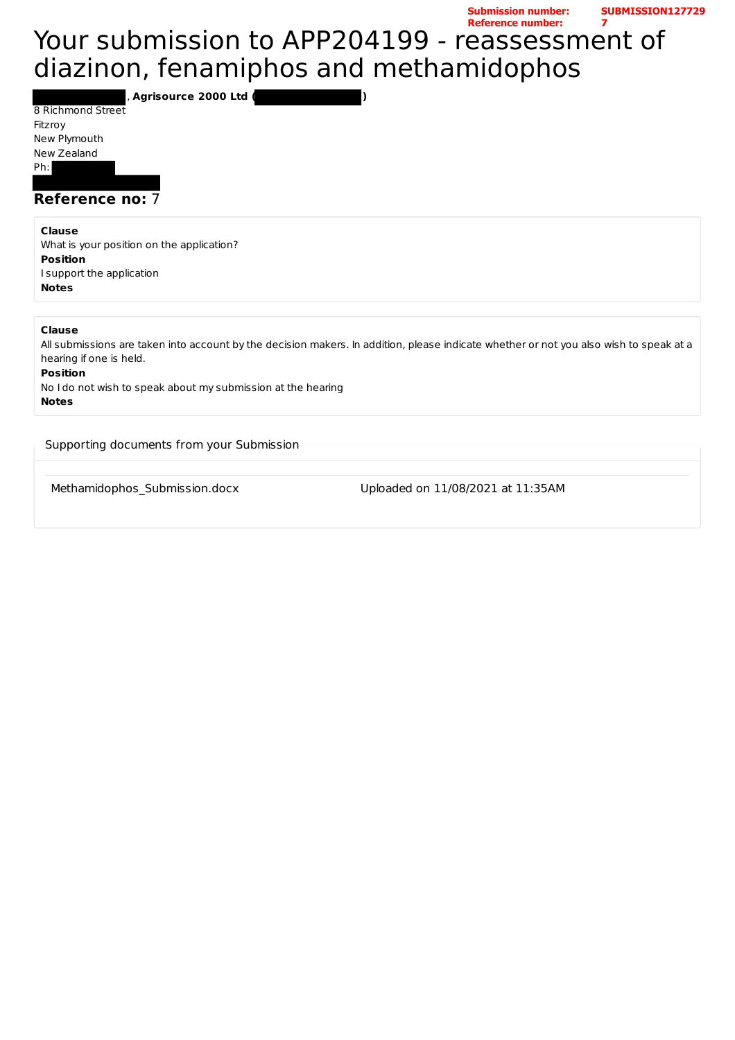**Submission number:** SUBMISSION127729
**Reference number:** 7

# Your submission to APP204199 - reassessment of diazinon, fenamiphos and methamidophos

, **Agrisource 2000 Ltd** ( )
8 Richmond Street
Fitzroy
New Plymouth
New Zealand
Ph:

## Reference no: 7

**Clause**
What is your position on the application?
**Position**
I support the application
**Notes**

**Clause**
All submissions are taken into account by the decision makers. In addition, please indicate whether or not you also wish to speak at a hearing if one is held.
**Position**
No I do not wish to speak about my submission at the hearing
**Notes**

Supporting documents from your Submission

| | |
|---|---|
| Methamidophos_Submission.docx | Uploaded on 11/08/2021 at 11:35AM |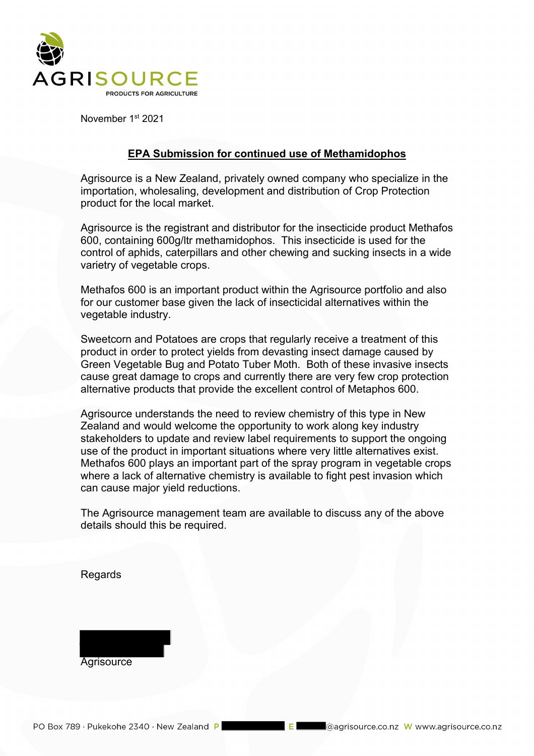AGRISOURCE
PRODUCTS FOR AGRICULTURE

November 1st 2021

## EPA Submission for continued use of Methamidophos

Agrisource is a New Zealand, privately owned company who specialize in the importation, wholesaling, development and distribution of Crop Protection product for the local market.

Agrisource is the registrant and distributor for the insecticide product Methafos 600, containing 600g/ltr methamidophos. This insecticide is used for the control of aphids, caterpillars and other chewing and sucking insects in a wide variety of vegetable crops.

Methafos 600 is an important product within the Agrisource portfolio and also for our customer base given the lack of insecticidal alternatives within the vegetable industry.

Sweetcorn and Potatoes are crops that regularly receive a treatment of this product in order to protect yields from devasting insect damage caused by Green Vegetable Bug and Potato Tuber Moth. Both of these invasive insects cause great damage to crops and currently there are very few crop protection alternative products that provide the excellent control of Metaphos 600.

Agrisource understands the need to review chemistry of this type in New Zealand and would welcome the opportunity to work along key industry stakeholders to update and review label requirements to support the ongoing use of the product in important situations where very little alternatives exist. Methafos 600 plays an important part of the spray program in vegetable crops where a lack of alternative chemistry is available to fight pest invasion which can cause major yield reductions.

The Agrisource management team are available to discuss any of the above details should this be required.

Regards

Agrisource

PO Box 789 · Pukekohe 2340 · New Zealand P E @agrisource.co.nz W www.agrisource.co.nz